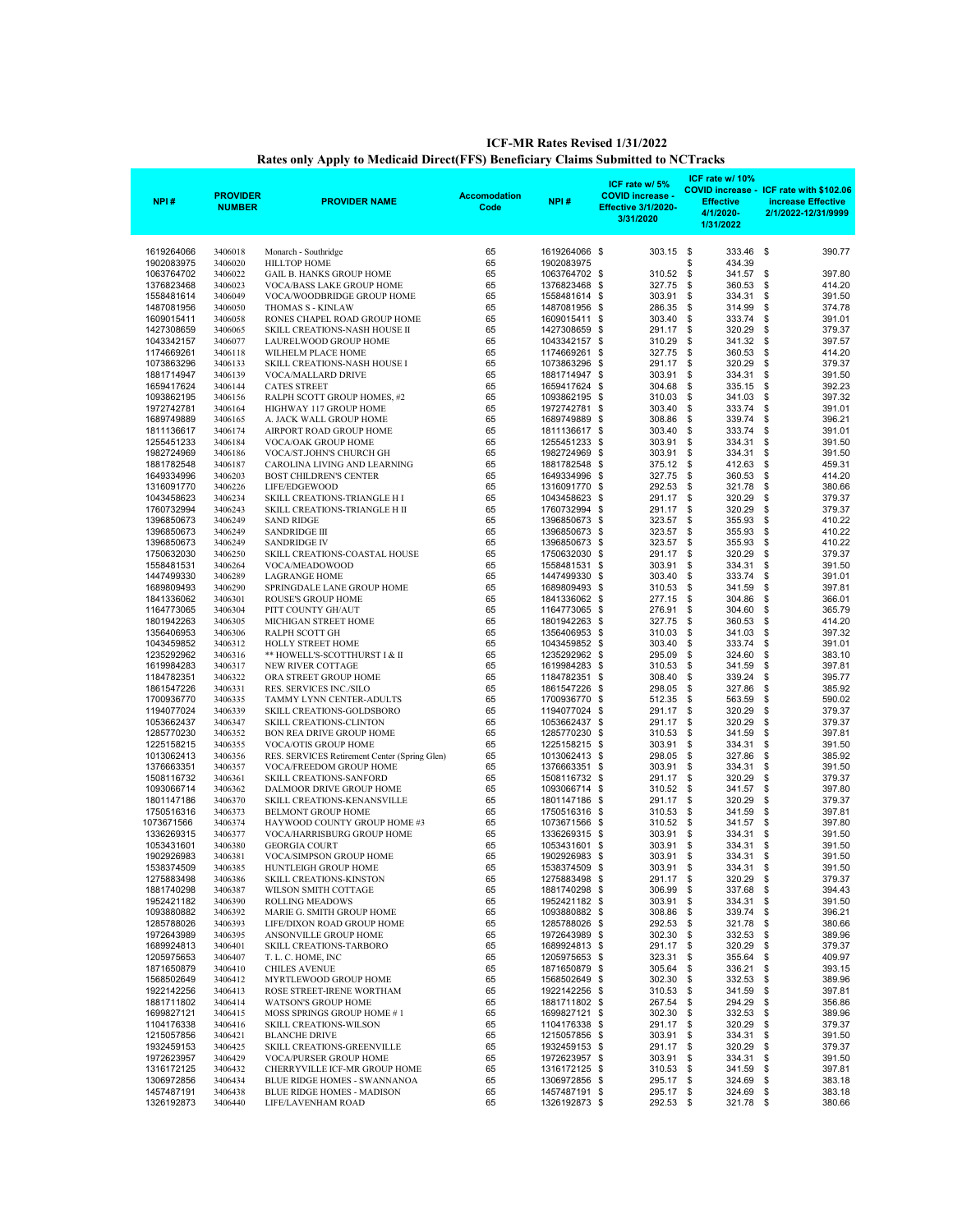# ICF-MR Rates Revised 1/31/2022

## Rates only Apply to Medicaid Direct(FFS) Beneficiary Claims Submitted to NCTracks

| NPI # | PROVIDER NUMBER | PROVIDER NAME | Accomodation Code | NPI # | ICF rate w/ 5% COVID increase - Effective 3/1/2020-3/31/2020 | ICF rate w/ 10% COVID increase - Effective 4/1/2020-1/31/2022 | ICF rate with $102.06 increase Effective 2/1/2022-12/31/9999 |
|---|---|---|---|---|---|---|---|
| 1619264066 | 3406018 | Monarch - Southridge | 65 | 1619264066 | $ 303.15 | $ 333.46 | $ 390.77 |
| 1902083975 | 3406020 | HILLTOP HOME | 65 | 1902083975 | | $ 434.39 | |
| 1063764702 | 3406022 | GAIL B. HANKS GROUP HOME | 65 | 1063764702 | $ 310.52 | $ 341.57 | $ 397.80 |
| 1376823468 | 3406023 | VOCA/BASS LAKE GROUP HOME | 65 | 1376823468 | $ 327.75 | $ 360.53 | $ 414.20 |
| 1558481614 | 3406049 | VOCA/WOODBRIDGE GROUP HOME | 65 | 1558481614 | $ 303.91 | $ 334.31 | $ 391.50 |
| 1487081956 | 3406050 | THOMAS S - KINLAW | 65 | 1487081956 | $ 286.35 | $ 314.99 | $ 374.78 |
| 1609015411 | 3406058 | RONES CHAPEL ROAD GROUP HOME | 65 | 1609015411 | $ 303.40 | $ 333.74 | $ 391.01 |
| 1427308659 | 3406065 | SKILL CREATIONS-NASH HOUSE II | 65 | 1427308659 | $ 291.17 | $ 320.29 | $ 379.37 |
| 1043342157 | 3406077 | LAURELWOOD GROUP HOME | 65 | 1043342157 | $ 310.29 | $ 341.32 | $ 397.57 |
| 1174669261 | 3406118 | WILHELM PLACE HOME | 65 | 1174669261 | $ 327.75 | $ 360.53 | $ 414.20 |
| 1073863296 | 3406133 | SKILL CREATIONS-NASH HOUSE I | 65 | 1073863296 | $ 291.17 | $ 320.29 | $ 379.37 |
| 1881714947 | 3406139 | VOCA/MALLARD DRIVE | 65 | 1881714947 | $ 303.91 | $ 334.31 | $ 391.50 |
| 1659417624 | 3406144 | CATES STREET | 65 | 1659417624 | $ 304.68 | $ 335.15 | $ 392.23 |
| 1093862195 | 3406156 | RALPH SCOTT GROUP HOMES, #2 | 65 | 1093862195 | $ 310.03 | $ 341.03 | $ 397.32 |
| 1972742781 | 3406164 | HIGHWAY 117 GROUP HOME | 65 | 1972742781 | $ 303.40 | $ 333.74 | $ 391.01 |
| 1689749889 | 3406165 | A. JACK WALL GROUP HOME | 65 | 1689749889 | $ 308.86 | $ 339.74 | $ 396.21 |
| 1811136617 | 3406174 | AIRPORT ROAD GROUP HOME | 65 | 1811136617 | $ 303.40 | $ 333.74 | $ 391.01 |
| 1255451233 | 3406184 | VOCA/OAK GROUP HOME | 65 | 1255451233 | $ 303.91 | $ 334.31 | $ 391.50 |
| 1982724969 | 3406186 | VOCA/ST.JOHN'S CHURCH GH | 65 | 1982724969 | $ 303.91 | $ 334.31 | $ 391.50 |
| 1881782548 | 3406187 | CAROLINA LIVING AND LEARNING | 65 | 1881782548 | $ 375.12 | $ 412.63 | $ 459.31 |
| 1649334996 | 3406203 | BOST CHILDREN'S CENTER | 65 | 1649334996 | $ 327.75 | $ 360.53 | $ 414.20 |
| 1316091770 | 3406226 | LIFE/EDGEWOOD | 65 | 1316091770 | $ 292.53 | $ 321.78 | $ 380.66 |
| 1043458623 | 3406234 | SKILL CREATIONS-TRIANGLE H I | 65 | 1043458623 | $ 291.17 | $ 320.29 | $ 379.37 |
| 1760732994 | 3406243 | SKILL CREATIONS-TRIANGLE H II | 65 | 1760732994 | $ 291.17 | $ 320.29 | $ 379.37 |
| 1396850673 | 3406249 | SAND RIDGE | 65 | 1396850673 | $ 323.57 | $ 355.93 | $ 410.22 |
| 1396850673 | 3406249 | SANDRIDGE III | 65 | 1396850673 | $ 323.57 | $ 355.93 | $ 410.22 |
| 1396850673 | 3406249 | SANDRIDGE IV | 65 | 1396850673 | $ 323.57 | $ 355.93 | $ 410.22 |
| 1750632030 | 3406250 | SKILL CREATIONS-COASTAL HOUSE | 65 | 1750632030 | $ 291.17 | $ 320.29 | $ 379.37 |
| 1558481531 | 3406264 | VOCA/MEADOWOOD | 65 | 1558481531 | $ 303.91 | $ 334.31 | $ 391.50 |
| 1447499330 | 3406289 | LAGRANGE HOME | 65 | 1447499330 | $ 303.40 | $ 333.74 | $ 391.01 |
| 1689809493 | 3406290 | SPRINGDALE LANE GROUP HOME | 65 | 1689809493 | $ 310.53 | $ 341.59 | $ 397.81 |
| 1841336062 | 3406301 | ROUSE'S GROUP HOME | 65 | 1841336062 | $ 277.15 | $ 304.86 | $ 366.01 |
| 1164773065 | 3406304 | PITT COUNTY GH/AUT | 65 | 1164773065 | $ 276.91 | $ 304.60 | $ 365.79 |
| 1801942263 | 3406305 | MICHIGAN STREET HOME | 65 | 1801942263 | $ 327.75 | $ 360.53 | $ 414.20 |
| 1356406953 | 3406306 | RALPH SCOTT GH | 65 | 1356406953 | $ 310.03 | $ 341.03 | $ 397.32 |
| 1043459852 | 3406312 | HOLLY STREET HOME | 65 | 1043459852 | $ 303.40 | $ 333.74 | $ 391.01 |
| 1235292962 | 3406316 | ** HOWELL'S-SCOTTHURST I & II | 65 | 1235292962 | $ 295.09 | $ 324.60 | $ 383.10 |
| 1619984283 | 3406317 | NEW RIVER COTTAGE | 65 | 1619984283 | $ 310.53 | $ 341.59 | $ 397.81 |
| 1184782351 | 3406322 | ORA STREET GROUP HOME | 65 | 1184782351 | $ 308.40 | $ 339.24 | $ 395.77 |
| 1861547226 | 3406331 | RES. SERVICES INC./SILO | 65 | 1861547226 | $ 298.05 | $ 327.86 | $ 385.92 |
| 1700936770 | 3406335 | TAMMY LYNN CENTER-ADULTS | 65 | 1700936770 | $ 512.35 | $ 563.59 | $ 590.02 |
| 1194077024 | 3406339 | SKILL CREATIONS-GOLDSBORO | 65 | 1194077024 | $ 291.17 | $ 320.29 | $ 379.37 |
| 1053662437 | 3406347 | SKILL CREATIONS-CLINTON | 65 | 1053662437 | $ 291.17 | $ 320.29 | $ 379.37 |
| 1285770230 | 3406352 | BON REA DRIVE GROUP HOME | 65 | 1285770230 | $ 310.53 | $ 341.59 | $ 397.81 |
| 1225158215 | 3406355 | VOCA/OTIS GROUP HOME | 65 | 1225158215 | $ 303.91 | $ 334.31 | $ 391.50 |
| 1013062413 | 3406356 | RES. SERVICES Retirement Center (Spring Glen) | 65 | 1013062413 | $ 298.05 | $ 327.86 | $ 385.92 |
| 1376663351 | 3406357 | VOCA/FREEDOM GROUP HOME | 65 | 1376663351 | $ 303.91 | $ 334.31 | $ 391.50 |
| 1508116732 | 3406361 | SKILL CREATIONS-SANFORD | 65 | 1508116732 | $ 291.17 | $ 320.29 | $ 379.37 |
| 1093066714 | 3406362 | DALMOOR DRIVE GROUP HOME | 65 | 1093066714 | $ 310.52 | $ 341.57 | $ 397.80 |
| 1801147186 | 3406370 | SKILL CREATIONS-KENANSVILLE | 65 | 1801147186 | $ 291.17 | $ 320.29 | $ 379.37 |
| 1750516316 | 3406373 | BELMONT GROUP HOME | 65 | 1750516316 | $ 310.53 | $ 341.59 | $ 397.81 |
| 1073671566 | 3406374 | HAYWOOD COUNTY GROUP HOME #3 | 65 | 1073671566 | $ 310.52 | $ 341.57 | $ 397.80 |
| 1336269315 | 3406377 | VOCA/HARRISBURG GROUP HOME | 65 | 1336269315 | $ 303.91 | $ 334.31 | $ 391.50 |
| 1053431601 | 3406380 | GEORGIA COURT | 65 | 1053431601 | $ 303.91 | $ 334.31 | $ 391.50 |
| 1902926983 | 3406381 | VOCA/SIMPSON GROUP HOME | 65 | 1902926983 | $ 303.91 | $ 334.31 | $ 391.50 |
| 1538374509 | 3406385 | HUNTLEIGH GROUP HOME | 65 | 1538374509 | $ 303.91 | $ 334.31 | $ 391.50 |
| 1275883498 | 3406386 | SKILL CREATIONS-KINSTON | 65 | 1275883498 | $ 291.17 | $ 320.29 | $ 379.37 |
| 1881740298 | 3406387 | WILSON SMITH COTTAGE | 65 | 1881740298 | $ 306.99 | $ 337.68 | $ 394.43 |
| 1952421182 | 3406390 | ROLLING MEADOWS | 65 | 1952421182 | $ 303.91 | $ 334.31 | $ 391.50 |
| 1093880882 | 3406392 | MARIE G. SMITH GROUP HOME | 65 | 1093880882 | $ 308.86 | $ 339.74 | $ 396.21 |
| 1285788026 | 3406393 | LIFE/DIXON ROAD GROUP HOME | 65 | 1285788026 | $ 292.53 | $ 321.78 | $ 380.66 |
| 1972643989 | 3406395 | ANSONVILLE GROUP HOME | 65 | 1972643989 | $ 302.30 | $ 332.53 | $ 389.96 |
| 1689924813 | 3406401 | SKILL CREATIONS-TARBORO | 65 | 1689924813 | $ 291.17 | $ 320.29 | $ 379.37 |
| 1205975653 | 3406407 | T. L. C. HOME, INC | 65 | 1205975653 | $ 323.31 | $ 355.64 | $ 409.97 |
| 1871650879 | 3406410 | CHILES AVENUE | 65 | 1871650879 | $ 305.64 | $ 336.21 | $ 393.15 |
| 1568502649 | 3406412 | MYRTLEWOOD GROUP HOME | 65 | 1568502649 | $ 302.30 | $ 332.53 | $ 389.96 |
| 1922142256 | 3406413 | ROSE STREET-IRENE WORTHAM | 65 | 1922142256 | $ 310.53 | $ 341.59 | $ 397.81 |
| 1881711802 | 3406414 | WATSON'S GROUP HOME | 65 | 1881711802 | $ 267.54 | $ 294.29 | $ 356.86 |
| 1699827121 | 3406415 | MOSS SPRINGS GROUP HOME # 1 | 65 | 1699827121 | $ 302.30 | $ 332.53 | $ 389.96 |
| 1104176338 | 3406416 | SKILL CREATIONS-WILSON | 65 | 1104176338 | $ 291.17 | $ 320.29 | $ 379.37 |
| 1215057856 | 3406421 | BLANCHE DRIVE | 65 | 1215057856 | $ 303.91 | $ 334.31 | $ 391.50 |
| 1932459153 | 3406425 | SKILL CREATIONS-GREENVILLE | 65 | 1932459153 | $ 291.17 | $ 320.29 | $ 379.37 |
| 1972623957 | 3406429 | VOCA/PURSER GROUP HOME | 65 | 1972623957 | $ 303.91 | $ 334.31 | $ 391.50 |
| 1316172125 | 3406432 | CHERRYVILLE ICF-MR GROUP HOME | 65 | 1316172125 | $ 310.53 | $ 341.59 | $ 397.81 |
| 1306972856 | 3406434 | BLUE RIDGE HOMES - SWANNANOA | 65 | 1306972856 | $ 295.17 | $ 324.69 | $ 383.18 |
| 1457487191 | 3406438 | BLUE RIDGE HOMES - MADISON | 65 | 1457487191 | $ 295.17 | $ 324.69 | $ 383.18 |
| 1326192873 | 3406440 | LIFE/LAVENHAM ROAD | 65 | 1326192873 | $ 292.53 | $ 321.78 | $ 380.66 |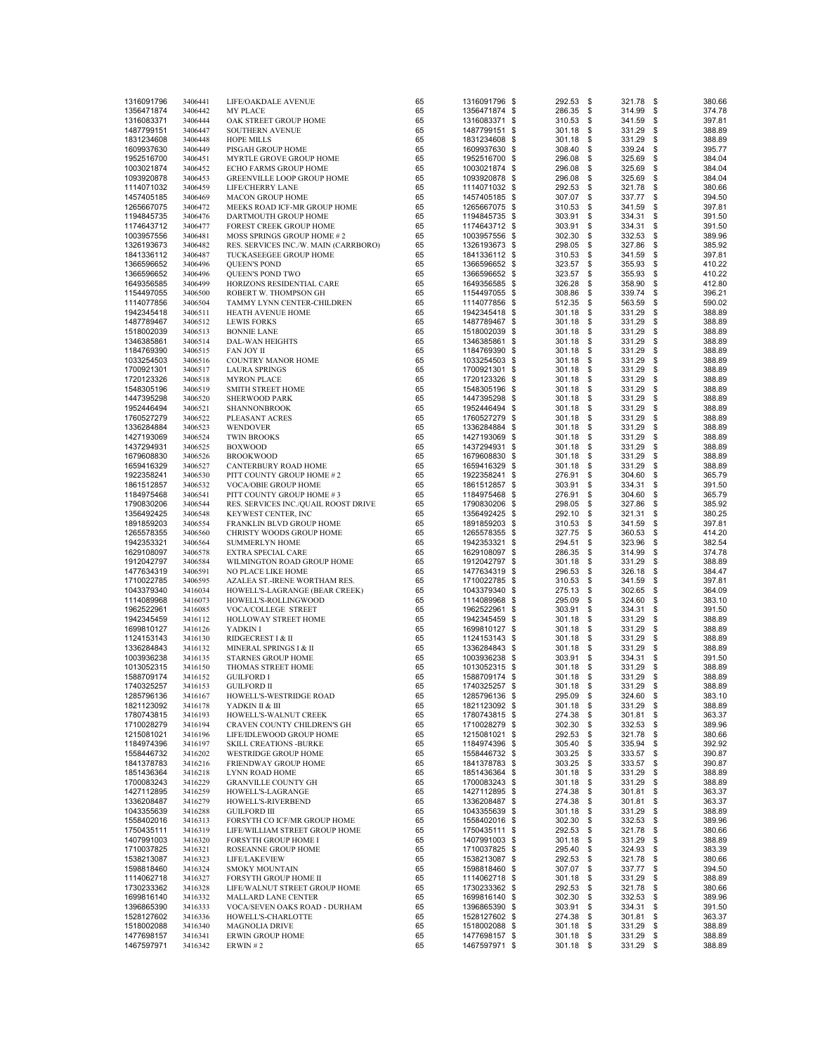| | | | | | | | |
|---|---|---|---|---|---|---|---|
| 1316091796 | 3406441 | LIFE/OAKDALE AVENUE | 65 | 1316091796 | $ 292.53 | $ 321.78 | $ 380.66 |
| 1356471874 | 3406442 | MY PLACE | 65 | 1356471874 | $ 286.35 | $ 314.99 | $ 374.78 |
| 1316083371 | 3406444 | OAK STREET GROUP HOME | 65 | 1316083371 | $ 310.53 | $ 341.59 | $ 397.81 |
| 1487799151 | 3406447 | SOUTHERN AVENUE | 65 | 1487799151 | $ 301.18 | $ 331.29 | $ 388.89 |
| 1831234608 | 3406448 | HOPE MILLS | 65 | 1831234608 | $ 301.18 | $ 331.29 | $ 388.89 |
| 1609937630 | 3406449 | PISGAH GROUP HOME | 65 | 1609937630 | $ 308.40 | $ 339.24 | $ 395.77 |
| 1952516700 | 3406451 | MYRTLE GROVE GROUP HOME | 65 | 1952516700 | $ 296.08 | $ 325.69 | $ 384.04 |
| 1003021874 | 3406452 | ECHO FARMS GROUP HOME | 65 | 1003021874 | $ 296.08 | $ 325.69 | $ 384.04 |
| 1093920878 | 3406453 | GREENVILLE LOOP GROUP HOME | 65 | 1093920878 | $ 296.08 | $ 325.69 | $ 384.04 |
| 1114071032 | 3406459 | LIFE/CHERRY LANE | 65 | 1114071032 | $ 292.53 | $ 321.78 | $ 380.66 |
| 1457405185 | 3406469 | MACON GROUP HOME | 65 | 1457405185 | $ 307.07 | $ 337.77 | $ 394.50 |
| 1265667075 | 3406472 | MEEKS ROAD ICF-MR GROUP HOME | 65 | 1265667075 | $ 310.53 | $ 341.59 | $ 397.81 |
| 1194845735 | 3406476 | DARTMOUTH GROUP HOME | 65 | 1194845735 | $ 303.91 | $ 334.31 | $ 391.50 |
| 1174643712 | 3406477 | FOREST CREEK GROUP HOME | 65 | 1174643712 | $ 303.91 | $ 334.31 | $ 391.50 |
| 1003957556 | 3406481 | MOSS SPRINGS GROUP HOME # 2 | 65 | 1003957556 | $ 302.30 | $ 332.53 | $ 389.96 |
| 1326193673 | 3406482 | RES. SERVICES INC./W. MAIN (CARRBORO) | 65 | 1326193673 | $ 298.05 | $ 327.86 | $ 385.92 |
| 1841336112 | 3406487 | TUCKASEEGEE GROUP HOME | 65 | 1841336112 | $ 310.53 | $ 341.59 | $ 397.81 |
| 1366596652 | 3406496 | QUEEN'S POND | 65 | 1366596652 | $ 323.57 | $ 355.93 | $ 410.22 |
| 1366596652 | 3406496 | QUEEN'S POND TWO | 65 | 1366596652 | $ 323.57 | $ 355.93 | $ 410.22 |
| 1649356585 | 3406499 | HORIZONS RESIDENTIAL CARE | 65 | 1649356585 | $ 326.28 | $ 358.90 | $ 412.80 |
| 1154497055 | 3406500 | ROBERT W. THOMPSON GH | 65 | 1154497055 | $ 308.86 | $ 339.74 | $ 396.21 |
| 1114077856 | 3406504 | TAMMY LYNN CENTER-CHILDREN | 65 | 1114077856 | $ 512.35 | $ 563.59 | $ 590.02 |
| 1942345418 | 3406511 | HEATH AVENUE HOME | 65 | 1942345418 | $ 301.18 | $ 331.29 | $ 388.89 |
| 1487789467 | 3406512 | LEWIS FORKS | 65 | 1487789467 | $ 301.18 | $ 331.29 | $ 388.89 |
| 1518002039 | 3406513 | BONNIE LANE | 65 | 1518002039 | $ 301.18 | $ 331.29 | $ 388.89 |
| 1346385861 | 3406514 | DAL-WAN HEIGHTS | 65 | 1346385861 | $ 301.18 | $ 331.29 | $ 388.89 |
| 1184769390 | 3406515 | FAN JOY II | 65 | 1184769390 | $ 301.18 | $ 331.29 | $ 388.89 |
| 1033254503 | 3406516 | COUNTRY MANOR HOME | 65 | 1033254503 | $ 301.18 | $ 331.29 | $ 388.89 |
| 1700921301 | 3406517 | LAURA SPRINGS | 65 | 1700921301 | $ 301.18 | $ 331.29 | $ 388.89 |
| 1720123326 | 3406518 | MYRON PLACE | 65 | 1720123326 | $ 301.18 | $ 331.29 | $ 388.89 |
| 1548305196 | 3406519 | SMITH STREET HOME | 65 | 1548305196 | $ 301.18 | $ 331.29 | $ 388.89 |
| 1447395298 | 3406520 | SHERWOOD PARK | 65 | 1447395298 | $ 301.18 | $ 331.29 | $ 388.89 |
| 1952446494 | 3406521 | SHANNONBROOK | 65 | 1952446494 | $ 301.18 | $ 331.29 | $ 388.89 |
| 1760527279 | 3406522 | PLEASANT ACRES | 65 | 1760527279 | $ 301.18 | $ 331.29 | $ 388.89 |
| 1336284884 | 3406523 | WENDOVER | 65 | 1336284884 | $ 301.18 | $ 331.29 | $ 388.89 |
| 1427193069 | 3406524 | TWIN BROOKS | 65 | 1427193069 | $ 301.18 | $ 331.29 | $ 388.89 |
| 1437294931 | 3406525 | BOXWOOD | 65 | 1437294931 | $ 301.18 | $ 331.29 | $ 388.89 |
| 1679608830 | 3406526 | BROOKWOOD | 65 | 1679608830 | $ 301.18 | $ 331.29 | $ 388.89 |
| 1659416329 | 3406527 | CANTERBURY ROAD HOME | 65 | 1659416329 | $ 301.18 | $ 331.29 | $ 388.89 |
| 1922358241 | 3406530 | PITT COUNTY GROUP HOME # 2 | 65 | 1922358241 | $ 276.91 | $ 304.60 | $ 365.79 |
| 1861512857 | 3406532 | VOCA/OBIE GROUP HOME | 65 | 1861512857 | $ 303.91 | $ 334.31 | $ 391.50 |
| 1184975468 | 3406541 | PITT COUNTY GROUP HOME # 3 | 65 | 1184975468 | $ 276.91 | $ 304.60 | $ 365.79 |
| 1790830206 | 3406544 | RES. SERVICES INC./QUAIL ROOST DRIVE | 65 | 1790830206 | $ 298.05 | $ 327.86 | $ 385.92 |
| 1356492425 | 3406548 | KEYWEST CENTER, INC | 65 | 1356492425 | $ 292.10 | $ 321.31 | $ 380.25 |
| 1891859203 | 3406554 | FRANKLIN BLVD GROUP HOME | 65 | 1891859203 | $ 310.53 | $ 341.59 | $ 397.81 |
| 1265578355 | 3406560 | CHRISTY WOODS GROUP HOME | 65 | 1265578355 | $ 327.75 | $ 360.53 | $ 414.20 |
| 1942353321 | 3406564 | SUMMERLYN HOME | 65 | 1942353321 | $ 294.51 | $ 323.96 | $ 382.54 |
| 1629108097 | 3406578 | EXTRA SPECIAL CARE | 65 | 1629108097 | $ 286.35 | $ 314.99 | $ 374.78 |
| 1912042797 | 3406584 | WILMINGTON ROAD GROUP HOME | 65 | 1912042797 | $ 301.18 | $ 331.29 | $ 388.89 |
| 1477634319 | 3406591 | NO PLACE LIKE HOME | 65 | 1477634319 | $ 296.53 | $ 326.18 | $ 384.47 |
| 1710022785 | 3406595 | AZALEA ST.-IRENE WORTHAM RES. | 65 | 1710022785 | $ 310.53 | $ 341.59 | $ 397.81 |
| 1043379340 | 3416034 | HOWELL'S-LAGRANGE (BEAR CREEK) | 65 | 1043379340 | $ 275.13 | $ 302.65 | $ 364.09 |
| 1114089968 | 3416073 | HOWELL'S-ROLLINGWOOD | 65 | 1114089968 | $ 295.09 | $ 324.60 | $ 383.10 |
| 1962522961 | 3416085 | VOCA/COLLEGE STREET | 65 | 1962522961 | $ 303.91 | $ 334.31 | $ 391.50 |
| 1942345459 | 3416112 | HOLLOWAY STREET HOME | 65 | 1942345459 | $ 301.18 | $ 331.29 | $ 388.89 |
| 1699810127 | 3416126 | YADKIN I | 65 | 1699810127 | $ 301.18 | $ 331.29 | $ 388.89 |
| 1124153143 | 3416130 | RIDGECREST I & II | 65 | 1124153143 | $ 301.18 | $ 331.29 | $ 388.89 |
| 1336284843 | 3416132 | MINERAL SPRINGS I & II | 65 | 1336284843 | $ 301.18 | $ 331.29 | $ 388.89 |
| 1003936238 | 3416135 | STARNES GROUP HOME | 65 | 1003936238 | $ 303.91 | $ 334.31 | $ 391.50 |
| 1013052315 | 3416150 | THOMAS STREET HOME | 65 | 1013052315 | $ 301.18 | $ 331.29 | $ 388.89 |
| 1588709174 | 3416152 | GUILFORD I | 65 | 1588709174 | $ 301.18 | $ 331.29 | $ 388.89 |
| 1740325257 | 3416153 | GUILFORD II | 65 | 1740325257 | $ 301.18 | $ 331.29 | $ 388.89 |
| 1285796136 | 3416167 | HOWELL'S-WESTRIDGE ROAD | 65 | 1285796136 | $ 295.09 | $ 324.60 | $ 383.10 |
| 1821123092 | 3416178 | YADKIN II & III | 65 | 1821123092 | $ 301.18 | $ 331.29 | $ 388.89 |
| 1780743815 | 3416193 | HOWELL'S-WALNUT CREEK | 65 | 1780743815 | $ 274.38 | $ 301.81 | $ 363.37 |
| 1710028279 | 3416194 | CRAVEN COUNTY CHILDREN'S GH | 65 | 1710028279 | $ 302.30 | $ 332.53 | $ 389.96 |
| 1215081021 | 3416196 | LIFE/IDLEWOOD GROUP HOME | 65 | 1215081021 | $ 292.53 | $ 321.78 | $ 380.66 |
| 1184974396 | 3416197 | SKILL CREATIONS -BURKE | 65 | 1184974396 | $ 305.40 | $ 335.94 | $ 392.92 |
| 1558446732 | 3416202 | WESTRIDGE GROUP HOME | 65 | 1558446732 | $ 303.25 | $ 333.57 | $ 390.87 |
| 1841378783 | 3416216 | FRIENDWAY GROUP HOME | 65 | 1841378783 | $ 303.25 | $ 333.57 | $ 390.87 |
| 1851436364 | 3416218 | LYNN ROAD HOME | 65 | 1851436364 | $ 301.18 | $ 331.29 | $ 388.89 |
| 1700083243 | 3416229 | GRANVILLE COUNTY GH | 65 | 1700083243 | $ 301.18 | $ 331.29 | $ 388.89 |
| 1427112895 | 3416259 | HOWELL'S-LAGRANGE | 65 | 1427112895 | $ 274.38 | $ 301.81 | $ 363.37 |
| 1336208487 | 3416279 | HOWELL'S-RIVERBEND | 65 | 1336208487 | $ 274.38 | $ 301.81 | $ 363.37 |
| 1043355639 | 3416288 | GUILFORD III | 65 | 1043355639 | $ 301.18 | $ 331.29 | $ 388.89 |
| 1558402016 | 3416313 | FORSYTH CO ICF/MR GROUP HOME | 65 | 1558402016 | $ 302.30 | $ 332.53 | $ 389.96 |
| 1750435111 | 3416319 | LIFE/WILLIAM STREET GROUP HOME | 65 | 1750435111 | $ 292.53 | $ 321.78 | $ 380.66 |
| 1407991003 | 3416320 | FORSYTH GROUP HOME I | 65 | 1407991003 | $ 301.18 | $ 331.29 | $ 388.89 |
| 1710037825 | 3416321 | ROSEANNE GROUP HOME | 65 | 1710037825 | $ 295.40 | $ 324.93 | $ 383.39 |
| 1538213087 | 3416323 | LIFE/LAKEVIEW | 65 | 1538213087 | $ 292.53 | $ 321.78 | $ 380.66 |
| 1598818460 | 3416324 | SMOKY MOUNTAIN | 65 | 1598818460 | $ 307.07 | $ 337.77 | $ 394.50 |
| 1114062718 | 3416327 | FORSYTH GROUP HOME II | 65 | 1114062718 | $ 301.18 | $ 331.29 | $ 388.89 |
| 1730233362 | 3416328 | LIFE/WALNUT STREET GROUP HOME | 65 | 1730233362 | $ 292.53 | $ 321.78 | $ 380.66 |
| 1699816140 | 3416332 | MALLARD LANE CENTER | 65 | 1699816140 | $ 302.30 | $ 332.53 | $ 389.96 |
| 1396865390 | 3416333 | VOCA/SEVEN OAKS ROAD - DURHAM | 65 | 1396865390 | $ 303.91 | $ 334.31 | $ 391.50 |
| 1528127602 | 3416336 | HOWELL'S-CHARLOTTE | 65 | 1528127602 | $ 274.38 | $ 301.81 | $ 363.37 |
| 1518002088 | 3416340 | MAGNOLIA DRIVE | 65 | 1518002088 | $ 301.18 | $ 331.29 | $ 388.89 |
| 1477698157 | 3416341 | ERWIN GROUP HOME | 65 | 1477698157 | $ 301.18 | $ 331.29 | $ 388.89 |
| 1467597971 | 3416342 | ERWIN # 2 | 65 | 1467597971 | $ 301.18 | $ 331.29 | $ 388.89 |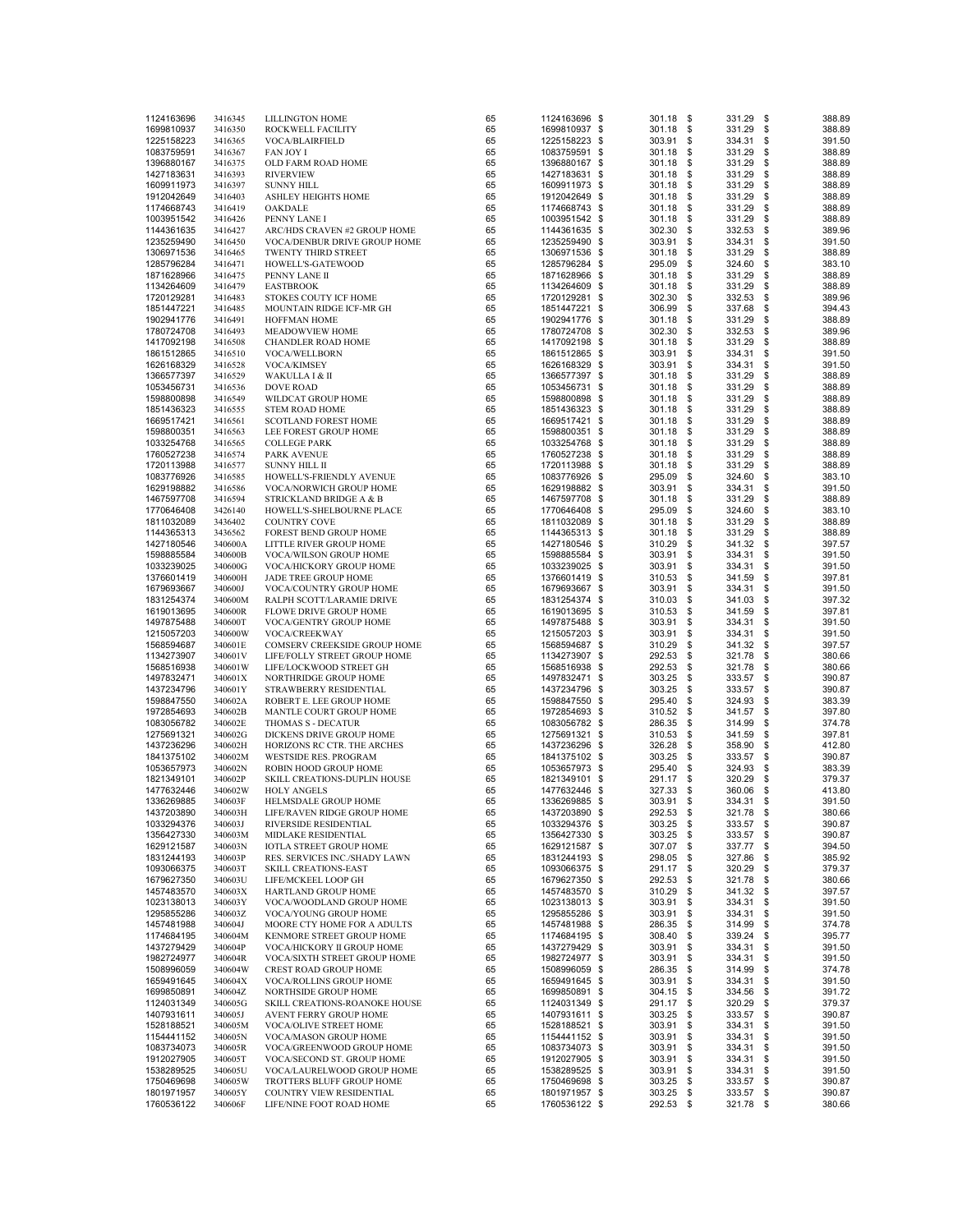| | | | | | | | |
|---|---|---|---|---|---|---|---|
| 1124163696 | 3416345 | LILLINGTON HOME | 65 | 1124163696 | $ 301.18 | $ 331.29 | $ 388.89 |
| 1699810937 | 3416350 | ROCKWELL FACILITY | 65 | 1699810937 | $ 301.18 | $ 331.29 | $ 388.89 |
| 1225158223 | 3416365 | VOCA/BLAIRFIELD | 65 | 1225158223 | $ 303.91 | $ 334.31 | $ 391.50 |
| 1083759591 | 3416367 | FAN JOY I | 65 | 1083759591 | $ 301.18 | $ 331.29 | $ 388.89 |
| 1396880167 | 3416375 | OLD FARM ROAD HOME | 65 | 1396880167 | $ 301.18 | $ 331.29 | $ 388.89 |
| 1427183631 | 3416393 | RIVERVIEW | 65 | 1427183631 | $ 301.18 | $ 331.29 | $ 388.89 |
| 1609911973 | 3416397 | SUNNY HILL | 65 | 1609911973 | $ 301.18 | $ 331.29 | $ 388.89 |
| 1912042649 | 3416403 | ASHLEY HEIGHTS HOME | 65 | 1912042649 | $ 301.18 | $ 331.29 | $ 388.89 |
| 1174668743 | 3416419 | OAKDALE | 65 | 1174668743 | $ 301.18 | $ 331.29 | $ 388.89 |
| 1003951542 | 3416426 | PENNY LANE I | 65 | 1003951542 | $ 301.18 | $ 331.29 | $ 388.89 |
| 1144361635 | 3416427 | ARC/HDS CRAVEN #2 GROUP HOME | 65 | 1144361635 | $ 302.30 | $ 332.53 | $ 389.96 |
| 1235259490 | 3416450 | VOCA/DENBUR DRIVE GROUP HOME | 65 | 1235259490 | $ 303.91 | $ 334.31 | $ 391.50 |
| 1306971536 | 3416465 | TWENTY THIRD STREET | 65 | 1306971536 | $ 301.18 | $ 331.29 | $ 388.89 |
| 1285796284 | 3416471 | HOWELL'S-GATEWOOD | 65 | 1285796284 | $ 295.09 | $ 324.60 | $ 383.10 |
| 1871628966 | 3416475 | PENNY LANE II | 65 | 1871628966 | $ 301.18 | $ 331.29 | $ 388.89 |
| 1134264609 | 3416479 | EASTBROOK | 65 | 1134264609 | $ 301.18 | $ 331.29 | $ 388.89 |
| 1720129281 | 3416483 | STOKES COUTY ICF HOME | 65 | 1720129281 | $ 302.30 | $ 332.53 | $ 389.96 |
| 1851447221 | 3416485 | MOUNTAIN RIDGE ICF-MR GH | 65 | 1851447221 | $ 306.99 | $ 337.68 | $ 394.43 |
| 1902941776 | 3416491 | HOFFMAN HOME | 65 | 1902941776 | $ 301.18 | $ 331.29 | $ 388.89 |
| 1780724708 | 3416493 | MEADOWVIEW HOME | 65 | 1780724708 | $ 302.30 | $ 332.53 | $ 389.96 |
| 1417092198 | 3416508 | CHANDLER ROAD HOME | 65 | 1417092198 | $ 301.18 | $ 331.29 | $ 388.89 |
| 1861512865 | 3416510 | VOCA/WELLBORN | 65 | 1861512865 | $ 303.91 | $ 334.31 | $ 391.50 |
| 1626168329 | 3416528 | VOCA/KIMSEY | 65 | 1626168329 | $ 303.91 | $ 334.31 | $ 391.50 |
| 1366577397 | 3416529 | WAKULLA I & II | 65 | 1366577397 | $ 301.18 | $ 331.29 | $ 388.89 |
| 1053456731 | 3416536 | DOVE ROAD | 65 | 1053456731 | $ 301.18 | $ 331.29 | $ 388.89 |
| 1598800898 | 3416549 | WILDCAT GROUP HOME | 65 | 1598800898 | $ 301.18 | $ 331.29 | $ 388.89 |
| 1851436323 | 3416555 | STEM ROAD HOME | 65 | 1851436323 | $ 301.18 | $ 331.29 | $ 388.89 |
| 1669517421 | 3416561 | SCOTLAND FOREST HOME | 65 | 1669517421 | $ 301.18 | $ 331.29 | $ 388.89 |
| 1598800351 | 3416563 | LEE FOREST GROUP HOME | 65 | 1598800351 | $ 301.18 | $ 331.29 | $ 388.89 |
| 1033254768 | 3416565 | COLLEGE PARK | 65 | 1033254768 | $ 301.18 | $ 331.29 | $ 388.89 |
| 1760527238 | 3416574 | PARK AVENUE | 65 | 1760527238 | $ 301.18 | $ 331.29 | $ 388.89 |
| 1720113988 | 3416577 | SUNNY HILL II | 65 | 1720113988 | $ 301.18 | $ 331.29 | $ 388.89 |
| 1083776926 | 3416585 | HOWELL'S-FRIENDLY AVENUE | 65 | 1083776926 | $ 295.09 | $ 324.60 | $ 383.10 |
| 1629198882 | 3416586 | VOCA/NORWICH GROUP HOME | 65 | 1629198882 | $ 303.91 | $ 334.31 | $ 391.50 |
| 1467597708 | 3416594 | STRICKLAND BRIDGE A & B | 65 | 1467597708 | $ 301.18 | $ 331.29 | $ 388.89 |
| 1770646408 | 3426140 | HOWELL'S-SHELBOURNE PLACE | 65 | 1770646408 | $ 295.09 | $ 324.60 | $ 383.10 |
| 1811032089 | 3436402 | COUNTRY COVE | 65 | 1811032089 | $ 301.18 | $ 331.29 | $ 388.89 |
| 1144365313 | 3436562 | FOREST BEND GROUP HOME | 65 | 1144365313 | $ 301.18 | $ 331.29 | $ 388.89 |
| 1427180546 | 340600A | LITTLE RIVER GROUP HOME | 65 | 1427180546 | $ 310.29 | $ 341.32 | $ 397.57 |
| 1598885584 | 340600B | VOCA/WILSON GROUP HOME | 65 | 1598885584 | $ 303.91 | $ 334.31 | $ 391.50 |
| 1033239025 | 340600G | VOCA/HICKORY GROUP HOME | 65 | 1033239025 | $ 303.91 | $ 334.31 | $ 391.50 |
| 1376601419 | 340600H | JADE TREE GROUP HOME | 65 | 1376601419 | $ 310.53 | $ 341.59 | $ 397.81 |
| 1679693667 | 340600J | VOCA/COUNTRY GROUP HOME | 65 | 1679693667 | $ 303.91 | $ 334.31 | $ 391.50 |
| 1831254374 | 340600M | RALPH SCOTT/LARAMIE DRIVE | 65 | 1831254374 | $ 310.03 | $ 341.03 | $ 397.32 |
| 1619013695 | 340600R | FLOWE DRIVE GROUP HOME | 65 | 1619013695 | $ 310.53 | $ 341.59 | $ 397.81 |
| 1497875488 | 340600T | VOCA/GENTRY GROUP HOME | 65 | 1497875488 | $ 303.91 | $ 334.31 | $ 391.50 |
| 1215057203 | 340600W | VOCA/CREEKWAY | 65 | 1215057203 | $ 303.91 | $ 334.31 | $ 391.50 |
| 1568594687 | 340601E | COMSERV CREEKSIDE GROUP HOME | 65 | 1568594687 | $ 310.29 | $ 341.32 | $ 397.57 |
| 1134273907 | 340601V | LIFE/FOLLY STREET GROUP HOME | 65 | 1134273907 | $ 292.53 | $ 321.78 | $ 380.66 |
| 1568516938 | 340601W | LIFE/LOCKWOOD STREET GH | 65 | 1568516938 | $ 292.53 | $ 321.78 | $ 380.66 |
| 1497832471 | 340601X | NORTHRIDGE GROUP HOME | 65 | 1497832471 | $ 303.25 | $ 333.57 | $ 390.87 |
| 1437234796 | 340601Y | STRAWBERRY RESIDENTIAL | 65 | 1437234796 | $ 303.25 | $ 333.57 | $ 390.87 |
| 1598847550 | 340602A | ROBERT E. LEE GROUP HOME | 65 | 1598847550 | $ 295.40 | $ 324.93 | $ 383.39 |
| 1972854693 | 340602B | MANTLE COURT GROUP HOME | 65 | 1972854693 | $ 310.52 | $ 341.57 | $ 397.80 |
| 1083056782 | 340602E | THOMAS S - DECATUR | 65 | 1083056782 | $ 286.35 | $ 314.99 | $ 374.78 |
| 1275691321 | 340602G | DICKENS DRIVE GROUP HOME | 65 | 1275691321 | $ 310.53 | $ 341.59 | $ 397.81 |
| 1437236296 | 340602H | HORIZONS RC CTR. THE ARCHES | 65 | 1437236296 | $ 326.28 | $ 358.90 | $ 412.80 |
| 1841375102 | 340602M | WESTSIDE RES. PROGRAM | 65 | 1841375102 | $ 303.25 | $ 333.57 | $ 390.87 |
| 1053657973 | 340602N | ROBIN HOOD GROUP HOME | 65 | 1053657973 | $ 295.40 | $ 324.93 | $ 383.39 |
| 1821349101 | 340602P | SKILL CREATIONS-DUPLIN HOUSE | 65 | 1821349101 | $ 291.17 | $ 320.29 | $ 379.37 |
| 1477632446 | 340602W | HOLY ANGELS | 65 | 1477632446 | $ 327.33 | $ 360.06 | $ 413.80 |
| 1336269885 | 340603F | HELMSDALE GROUP HOME | 65 | 1336269885 | $ 303.91 | $ 334.31 | $ 391.50 |
| 1437203890 | 340603H | LIFE/RAVEN RIDGE GROUP HOME | 65 | 1437203890 | $ 292.53 | $ 321.78 | $ 380.66 |
| 1033294376 | 340603J | RIVERSIDE RESIDENTIAL | 65 | 1033294376 | $ 303.25 | $ 333.57 | $ 390.87 |
| 1356427330 | 340603M | MIDLAKE RESIDENTIAL | 65 | 1356427330 | $ 303.25 | $ 333.57 | $ 390.87 |
| 1629121587 | 340603N | IOTLA STREET GROUP HOME | 65 | 1629121587 | $ 307.07 | $ 337.77 | $ 394.50 |
| 1831244193 | 340603P | RES. SERVICES INC./SHADY LAWN | 65 | 1831244193 | $ 298.05 | $ 327.86 | $ 385.92 |
| 1093066375 | 340603T | SKILL CREATIONS-EAST | 65 | 1093066375 | $ 291.17 | $ 320.29 | $ 379.37 |
| 1679627350 | 340603U | LIFE/MCKEEL LOOP GH | 65 | 1679627350 | $ 292.53 | $ 321.78 | $ 380.66 |
| 1457483570 | 340603X | HARTLAND GROUP HOME | 65 | 1457483570 | $ 310.29 | $ 341.32 | $ 397.57 |
| 1023138013 | 340603Y | VOCA/WOODLAND GROUP HOME | 65 | 1023138013 | $ 303.91 | $ 334.31 | $ 391.50 |
| 1295855286 | 340603Z | VOCA/YOUNG GROUP HOME | 65 | 1295855286 | $ 303.91 | $ 334.31 | $ 391.50 |
| 1457481988 | 340604J | MOORE CTY HOME FOR A ADULTS | 65 | 1457481988 | $ 286.35 | $ 314.99 | $ 374.78 |
| 1174684195 | 340604M | KENMORE STREET GROUP HOME | 65 | 1174684195 | $ 308.40 | $ 339.24 | $ 395.77 |
| 1437279429 | 340604P | VOCA/HICKORY II GROUP HOME | 65 | 1437279429 | $ 303.91 | $ 334.31 | $ 391.50 |
| 1982724977 | 340604R | VOCA/SIXTH STREET GROUP HOME | 65 | 1982724977 | $ 303.91 | $ 334.31 | $ 391.50 |
| 1508996059 | 340604W | CREST ROAD GROUP HOME | 65 | 1508996059 | $ 286.35 | $ 314.99 | $ 374.78 |
| 1659491645 | 340604X | VOCA/ROLLINS GROUP HOME | 65 | 1659491645 | $ 303.91 | $ 334.31 | $ 391.50 |
| 1699850891 | 340604Z | NORTHSIDE GROUP HOME | 65 | 1699850891 | $ 304.15 | $ 334.56 | $ 391.72 |
| 1124031349 | 340605G | SKILL CREATIONS-ROANOKE HOUSE | 65 | 1124031349 | $ 291.17 | $ 320.29 | $ 379.37 |
| 1407931611 | 340605J | AVENT FERRY GROUP HOME | 65 | 1407931611 | $ 303.25 | $ 333.57 | $ 390.87 |
| 1528188521 | 340605M | VOCA/OLIVE STREET HOME | 65 | 1528188521 | $ 303.91 | $ 334.31 | $ 391.50 |
| 1154441152 | 340605N | VOCA/MASON GROUP HOME | 65 | 1154441152 | $ 303.91 | $ 334.31 | $ 391.50 |
| 1083734073 | 340605R | VOCA/GREENWOOD GROUP HOME | 65 | 1083734073 | $ 303.91 | $ 334.31 | $ 391.50 |
| 1912027905 | 340605T | VOCA/SECOND ST. GROUP HOME | 65 | 1912027905 | $ 303.91 | $ 334.31 | $ 391.50 |
| 1538289525 | 340605U | VOCA/LAURELWOOD GROUP HOME | 65 | 1538289525 | $ 303.91 | $ 334.31 | $ 391.50 |
| 1750469698 | 340605W | TROTTERS BLUFF GROUP HOME | 65 | 1750469698 | $ 303.25 | $ 333.57 | $ 390.87 |
| 1801971957 | 340605Y | COUNTRY VIEW RESIDENTIAL | 65 | 1801971957 | $ 303.25 | $ 333.57 | $ 390.87 |
| 1760536122 | 340606F | LIFE/NINE FOOT ROAD HOME | 65 | 1760536122 | $ 292.53 | $ 321.78 | $ 380.66 |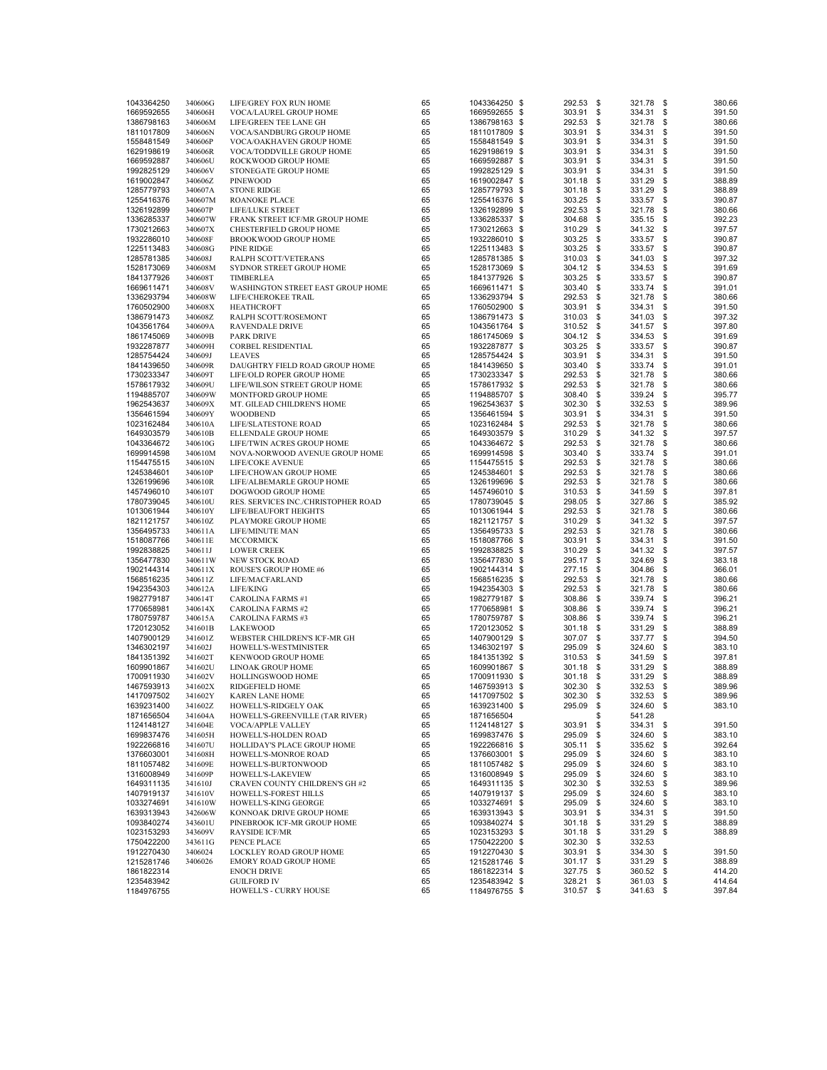| | | | | | | | |
|---|---|---|---|---|---|---|---|
| 1043364250 | 340606G | LIFE/GREY FOX RUN HOME | 65 | 1043364250 | $ 292.53 | $ 321.78 | $ 380.66 |
| 1669592655 | 340606H | VOCA/LAUREL GROUP HOME | 65 | 1669592655 | $ 303.91 | $ 334.31 | $ 391.50 |
| 1386798163 | 340606M | LIFE/GREEN TEE LANE GH | 65 | 1386798163 | $ 292.53 | $ 321.78 | $ 380.66 |
| 1811017809 | 340606N | VOCA/SANDBURG GROUP HOME | 65 | 1811017809 | $ 303.91 | $ 334.31 | $ 391.50 |
| 1558481549 | 340606P | VOCA/OAKHAVEN GROUP HOME | 65 | 1558481549 | $ 303.91 | $ 334.31 | $ 391.50 |
| 1629198619 | 340606R | VOCA/TODDVILLE GROUP HOME | 65 | 1629198619 | $ 303.91 | $ 334.31 | $ 391.50 |
| 1669592887 | 340606U | ROCKWOOD GROUP HOME | 65 | 1669592887 | $ 303.91 | $ 334.31 | $ 391.50 |
| 1992825129 | 340606V | STONEGATE GROUP HOME | 65 | 1992825129 | $ 303.91 | $ 334.31 | $ 391.50 |
| 1619002847 | 340606Z | PINEWOOD | 65 | 1619002847 | $ 301.18 | $ 331.29 | $ 388.89 |
| 1285779793 | 340607A | STONE RIDGE | 65 | 1285779793 | $ 301.18 | $ 331.29 | $ 388.89 |
| 1255416376 | 340607M | ROANOKE PLACE | 65 | 1255416376 | $ 303.25 | $ 333.57 | $ 390.87 |
| 1326192899 | 340607P | LIFE/LUKE STREET | 65 | 1326192899 | $ 292.53 | $ 321.78 | $ 380.66 |
| 1336285337 | 340607W | FRANK STREET ICF/MR GROUP HOME | 65 | 1336285337 | $ 304.68 | $ 335.15 | $ 392.23 |
| 1730212663 | 340607X | CHESTERFIELD GROUP HOME | 65 | 1730212663 | $ 310.29 | $ 341.32 | $ 397.57 |
| 1932286010 | 340608F | BROOKWOOD GROUP HOME | 65 | 1932286010 | $ 303.25 | $ 333.57 | $ 390.87 |
| 1225113483 | 340608G | PINE RIDGE | 65 | 1225113483 | $ 303.25 | $ 333.57 | $ 390.87 |
| 1285781385 | 340608J | RALPH SCOTT/VETERANS | 65 | 1285781385 | $ 310.03 | $ 341.03 | $ 397.32 |
| 1528173069 | 340608M | SYDNOR STREET GROUP HOME | 65 | 1528173069 | $ 304.12 | $ 334.53 | $ 391.69 |
| 1841377926 | 340608T | TIMBERLEA | 65 | 1841377926 | $ 303.25 | $ 333.57 | $ 390.87 |
| 1669611471 | 340608V | WASHINGTON STREET EAST GROUP HOME | 65 | 1669611471 | $ 303.40 | $ 333.74 | $ 391.01 |
| 1336293794 | 340608W | LIFE/CHEROKEE TRAIL | 65 | 1336293794 | $ 292.53 | $ 321.78 | $ 380.66 |
| 1760502900 | 340608X | HEATHCROFT | 65 | 1760502900 | $ 303.91 | $ 334.31 | $ 391.50 |
| 1386791473 | 340608Z | RALPH SCOTT/ROSEMONT | 65 | 1386791473 | $ 310.03 | $ 341.03 | $ 397.32 |
| 1043561764 | 340609A | RAVENDALE DRIVE | 65 | 1043561764 | $ 310.52 | $ 341.57 | $ 397.80 |
| 1861745069 | 340609B | PARK DRIVE | 65 | 1861745069 | $ 304.12 | $ 334.53 | $ 391.69 |
| 1932287877 | 340609H | CORBEL RESIDENTIAL | 65 | 1932287877 | $ 303.25 | $ 333.57 | $ 390.87 |
| 1285754424 | 340609J | LEAVES | 65 | 1285754424 | $ 303.91 | $ 334.31 | $ 391.50 |
| 1841439650 | 340609R | DAUGHTRY FIELD ROAD GROUP HOME | 65 | 1841439650 | $ 303.40 | $ 333.74 | $ 391.01 |
| 1730233347 | 340609T | LIFE/OLD ROPER GROUP HOME | 65 | 1730233347 | $ 292.53 | $ 321.78 | $ 380.66 |
| 1578617932 | 340609U | LIFE/WILSON STREET GROUP HOME | 65 | 1578617932 | $ 292.53 | $ 321.78 | $ 380.66 |
| 1194885707 | 340609W | MONTFORD GROUP HOME | 65 | 1194885707 | $ 308.40 | $ 339.24 | $ 395.77 |
| 1962543637 | 340609X | MT. GILEAD CHILDREN'S HOME | 65 | 1962543637 | $ 302.30 | $ 332.53 | $ 389.96 |
| 1356461594 | 340609Y | WOODBEND | 65 | 1356461594 | $ 303.91 | $ 334.31 | $ 391.50 |
| 1023162484 | 340610A | LIFE/SLATESTONE ROAD | 65 | 1023162484 | $ 292.53 | $ 321.78 | $ 380.66 |
| 1649303579 | 340610B | ELLENDALE GROUP HOME | 65 | 1649303579 | $ 310.29 | $ 341.32 | $ 397.57 |
| 1043364672 | 340610G | LIFE/TWIN ACRES GROUP HOME | 65 | 1043364672 | $ 292.53 | $ 321.78 | $ 380.66 |
| 1699914598 | 340610M | NOVA-NORWOOD AVENUE GROUP HOME | 65 | 1699914598 | $ 303.40 | $ 333.74 | $ 391.01 |
| 1154475515 | 340610N | LIFE/COKE AVENUE | 65 | 1154475515 | $ 292.53 | $ 321.78 | $ 380.66 |
| 1245384601 | 340610P | LIFE/CHOWAN GROUP HOME | 65 | 1245384601 | $ 292.53 | $ 321.78 | $ 380.66 |
| 1326199696 | 340610R | LIFE/ALBEMARLE GROUP HOME | 65 | 1326199696 | $ 292.53 | $ 321.78 | $ 380.66 |
| 1457496010 | 340610T | DOGWOOD GROUP HOME | 65 | 1457496010 | $ 310.53 | $ 341.59 | $ 397.81 |
| 1780739045 | 340610U | RES. SERVICES INC./CHRISTOPHER ROAD | 65 | 1780739045 | $ 298.05 | $ 327.86 | $ 385.92 |
| 1013061944 | 340610Y | LIFE/BEAUFORT HEIGHTS | 65 | 1013061944 | $ 292.53 | $ 321.78 | $ 380.66 |
| 1821121757 | 340610Z | PLAYMORE GROUP HOME | 65 | 1821121757 | $ 310.29 | $ 341.32 | $ 397.57 |
| 1356495733 | 340611A | LIFE/MINUTE MAN | 65 | 1356495733 | $ 292.53 | $ 321.78 | $ 380.66 |
| 1518087766 | 340611E | MCCORMICK | 65 | 1518087766 | $ 303.91 | $ 334.31 | $ 391.50 |
| 1992838825 | 340611J | LOWER CREEK | 65 | 1992838825 | $ 310.29 | $ 341.32 | $ 397.57 |
| 1356477830 | 340611W | NEW STOCK ROAD | 65 | 1356477830 | $ 295.17 | $ 324.69 | $ 383.18 |
| 1902144314 | 340611X | ROUSE'S GROUP HOME #6 | 65 | 1902144314 | $ 277.15 | $ 304.86 | $ 366.01 |
| 1568516235 | 340611Z | LIFE/MACFARLAND | 65 | 1568516235 | $ 292.53 | $ 321.78 | $ 380.66 |
| 1942354303 | 340612A | LIFE/KING | 65 | 1942354303 | $ 292.53 | $ 321.78 | $ 380.66 |
| 1982779187 | 340614T | CAROLINA FARMS #1 | 65 | 1982779187 | $ 308.86 | $ 339.74 | $ 396.21 |
| 1770658981 | 340614X | CAROLINA FARMS #2 | 65 | 1770658981 | $ 308.86 | $ 339.74 | $ 396.21 |
| 1780759787 | 340615A | CAROLINA FARMS #3 | 65 | 1780759787 | $ 308.86 | $ 339.74 | $ 396.21 |
| 1720123052 | 341601B | LAKEWOOD | 65 | 1720123052 | $ 301.18 | $ 331.29 | $ 388.89 |
| 1407900129 | 341601Z | WEBSTER CHILDREN'S ICF-MR GH | 65 | 1407900129 | $ 307.07 | $ 337.77 | $ 394.50 |
| 1346302197 | 341602J | HOWELL'S-WESTMINISTER | 65 | 1346302197 | $ 295.09 | $ 324.60 | $ 383.10 |
| 1841351392 | 341602T | KENWOOD GROUP HOME | 65 | 1841351392 | $ 310.53 | $ 341.59 | $ 397.81 |
| 1609901867 | 341602U | LINOAK GROUP HOME | 65 | 1609901867 | $ 301.18 | $ 331.29 | $ 388.89 |
| 1700911930 | 341602V | HOLLINGSWOOD HOME | 65 | 1700911930 | $ 301.18 | $ 331.29 | $ 388.89 |
| 1467593913 | 341602X | RIDGEFIELD HOME | 65 | 1467593913 | $ 302.30 | $ 332.53 | $ 389.96 |
| 1417097502 | 341602Y | KAREN LANE HOME | 65 | 1417097502 | $ 302.30 | $ 332.53 | $ 389.96 |
| 1639231400 | 341602Z | HOWELL'S-RIDGELY OAK | 65 | 1639231400 | $ 295.09 | $ 324.60 | $ 383.10 |
| 1871656504 | 341604A | HOWELL'S-GREENVILLE (TAR RIVER) | 65 | 1871656504 | | $ 541.28 | |
| 1124148127 | 341604E | VOCA/APPLE VALLEY | 65 | 1124148127 | $ 303.91 | $ 334.31 | $ 391.50 |
| 1699837476 | 341605H | HOWELL'S-HOLDEN ROAD | 65 | 1699837476 | $ 295.09 | $ 324.60 | $ 383.10 |
| 1922266816 | 341607U | HOLLIDAY'S PLACE GROUP HOME | 65 | 1922266816 | $ 305.11 | $ 335.62 | $ 392.64 |
| 1376603001 | 341608H | HOWELL'S-MONROE ROAD | 65 | 1376603001 | $ 295.09 | $ 324.60 | $ 383.10 |
| 1811057482 | 341609E | HOWELL'S-BURTONWOOD | 65 | 1811057482 | $ 295.09 | $ 324.60 | $ 383.10 |
| 1316008949 | 341609P | HOWELL'S-LAKEVIEW | 65 | 1316008949 | $ 295.09 | $ 324.60 | $ 383.10 |
| 1649311135 | 341610J | CRAVEN COUNTY CHILDREN'S GH #2 | 65 | 1649311135 | $ 302.30 | $ 332.53 | $ 389.96 |
| 1407919137 | 341610V | HOWELL'S-FOREST HILLS | 65 | 1407919137 | $ 295.09 | $ 324.60 | $ 383.10 |
| 1033274691 | 341610W | HOWELL'S-KING GEORGE | 65 | 1033274691 | $ 295.09 | $ 324.60 | $ 383.10 |
| 1639313943 | 342606W | KONNOAK DRIVE GROUP HOME | 65 | 1639313943 | $ 303.91 | $ 334.31 | $ 391.50 |
| 1093840274 | 343601U | PINEBROOK ICF-MR GROUP HOME | 65 | 1093840274 | $ 301.18 | $ 331.29 | $ 388.89 |
| 1023153293 | 343609V | RAYSIDE ICF/MR | 65 | 1023153293 | $ 301.18 | $ 331.29 | $ 388.89 |
| 1750422200 | 343611G | PENCE PLACE | 65 | 1750422200 | $ 302.30 | $ 332.53 | |
| 1912270430 | 3406024 | LOCKLEY ROAD GROUP HOME | 65 | 1912270430 | $ 303.91 | $ 334.30 | $ 391.50 |
| 1215281746 | 3406026 | EMORY ROAD GROUP HOME | 65 | 1215281746 | $ 301.17 | $ 331.29 | $ 388.89 |
| 1861822314 | | ENOCH DRIVE | 65 | 1861822314 | $ 327.75 | $ 360.52 | $ 414.20 |
| 1235483942 | | GUILFORD IV | 65 | 1235483942 | $ 328.21 | $ 361.03 | $ 414.64 |
| 1184976755 | | HOWELL'S - CURRY HOUSE | 65 | 1184976755 | $ 310.57 | $ 341.63 | $ 397.84 |